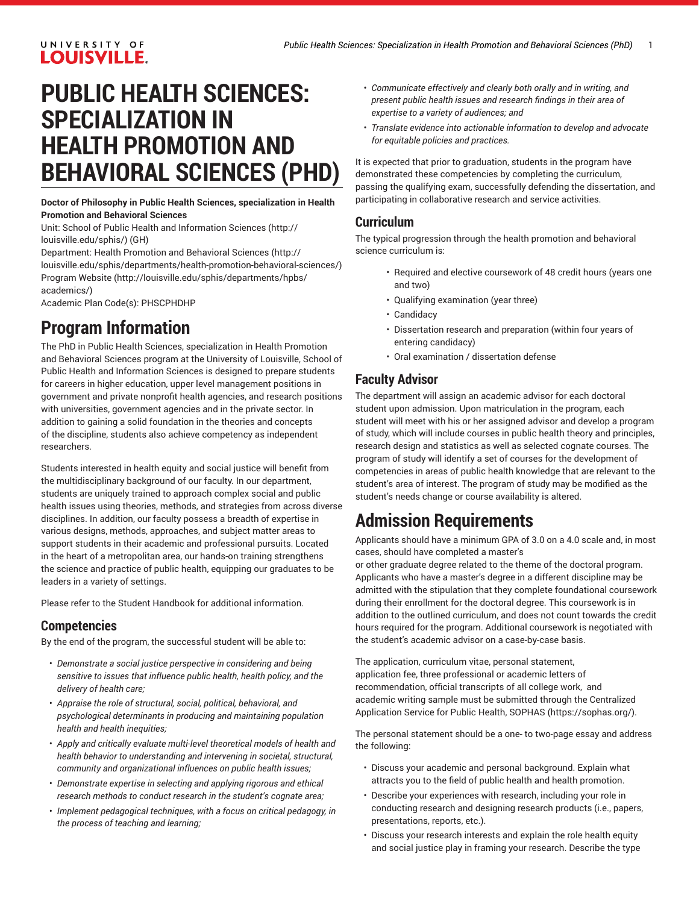# PUBLIC HEALTH SCIENCES: SPECIALIZATION IN HEALTH PROMOTION AND BEHAVIORAL SCIENCES (PHD)

**Doctor of Philosophy in Public Health Sciences, specialization in Health Promotion and Behavioral Sciences**

Unit: School of Public Health and Information Sciences (http://louisville.edu/sphis/) (GH)

Department: Health Promotion and Behavioral Sciences (http://louisville.edu/sphis/departments/health-promotion-behavioral-sciences/)

Program Website (http://louisville.edu/sphis/departments/hpbs/academics/)

Academic Plan Code(s): PHSCPHDHP

## Program Information

The PhD in Public Health Sciences, specialization in Health Promotion and Behavioral Sciences program at the University of Louisville, School of Public Health and Information Sciences is designed to prepare students for careers in higher education, upper level management positions in government and private nonprofit health agencies, and research positions with universities, government agencies and in the private sector. In addition to gaining a solid foundation in the theories and concepts of the discipline, students also achieve competency as independent researchers.

Students interested in health equity and social justice will benefit from the multidisciplinary background of our faculty. In our department, students are uniquely trained to approach complex social and public health issues using theories, methods, and strategies from across diverse disciplines. In addition, our faculty possess a breadth of expertise in various designs, methods, approaches, and subject matter areas to support students in their academic and professional pursuits. Located in the heart of a metropolitan area, our hands-on training strengthens the science and practice of public health, equipping our graduates to be leaders in a variety of settings.

Please refer to the Student Handbook for additional information.

### Competencies

By the end of the program, the successful student will be able to:

- *Demonstrate a social justice perspective in considering and being sensitive to issues that influence public health, health policy, and the delivery of health care;*
- *Appraise the role of structural, social, political, behavioral, and psychological determinants in producing and maintaining population health and health inequities;*
- *Apply and critically evaluate multi-level theoretical models of health and health behavior to understanding and intervening in societal, structural, community and organizational influences on public health issues;*
- *Demonstrate expertise in selecting and applying rigorous and ethical research methods to conduct research in the student's cognate area;*
- *Implement pedagogical techniques, with a focus on critical pedagogy, in the process of teaching and learning;*
- *Communicate effectively and clearly both orally and in writing, and present public health issues and research findings in their area of expertise to a variety of audiences; and*
- *Translate evidence into actionable information to develop and advocate for equitable policies and practices.*

It is expected that prior to graduation, students in the program have demonstrated these competencies by completing the curriculum, passing the qualifying exam, successfully defending the dissertation, and participating in collaborative research and service activities.

### Curriculum

The typical progression through the health promotion and behavioral science curriculum is:

- Required and elective coursework of 48 credit hours (years one and two)
- Qualifying examination (year three)
- Candidacy
- Dissertation research and preparation (within four years of entering candidacy)
- Oral examination / dissertation defense

### Faculty Advisor

The department will assign an academic advisor for each doctoral student upon admission. Upon matriculation in the program, each student will meet with his or her assigned advisor and develop a program of study, which will include courses in public health theory and principles, research design and statistics as well as selected cognate courses. The program of study will identify a set of courses for the development of competencies in areas of public health knowledge that are relevant to the student's area of interest. The program of study may be modified as the student's needs change or course availability is altered.

## Admission Requirements

Applicants should have a minimum GPA of 3.0 on a 4.0 scale and, in most cases, should have completed a master's or other graduate degree related to the theme of the doctoral program. Applicants who have a master's degree in a different discipline may be admitted with the stipulation that they complete foundational coursework during their enrollment for the doctoral degree. This coursework is in addition to the outlined curriculum, and does not count towards the credit hours required for the program. Additional coursework is negotiated with the student's academic advisor on a case-by-case basis.

The application, curriculum vitae, personal statement, application fee, three professional or academic letters of recommendation, official transcripts of all college work, and academic writing sample must be submitted through the Centralized Application Service for Public Health, SOPHAS (https://sophas.org/).

The personal statement should be a one- to two-page essay and address the following:

- Discuss your academic and personal background. Explain what attracts you to the field of public health and health promotion.
- Describe your experiences with research, including your role in conducting research and designing research products (i.e., papers, presentations, reports, etc.).
- Discuss your research interests and explain the role health equity and social justice play in framing your research. Describe the type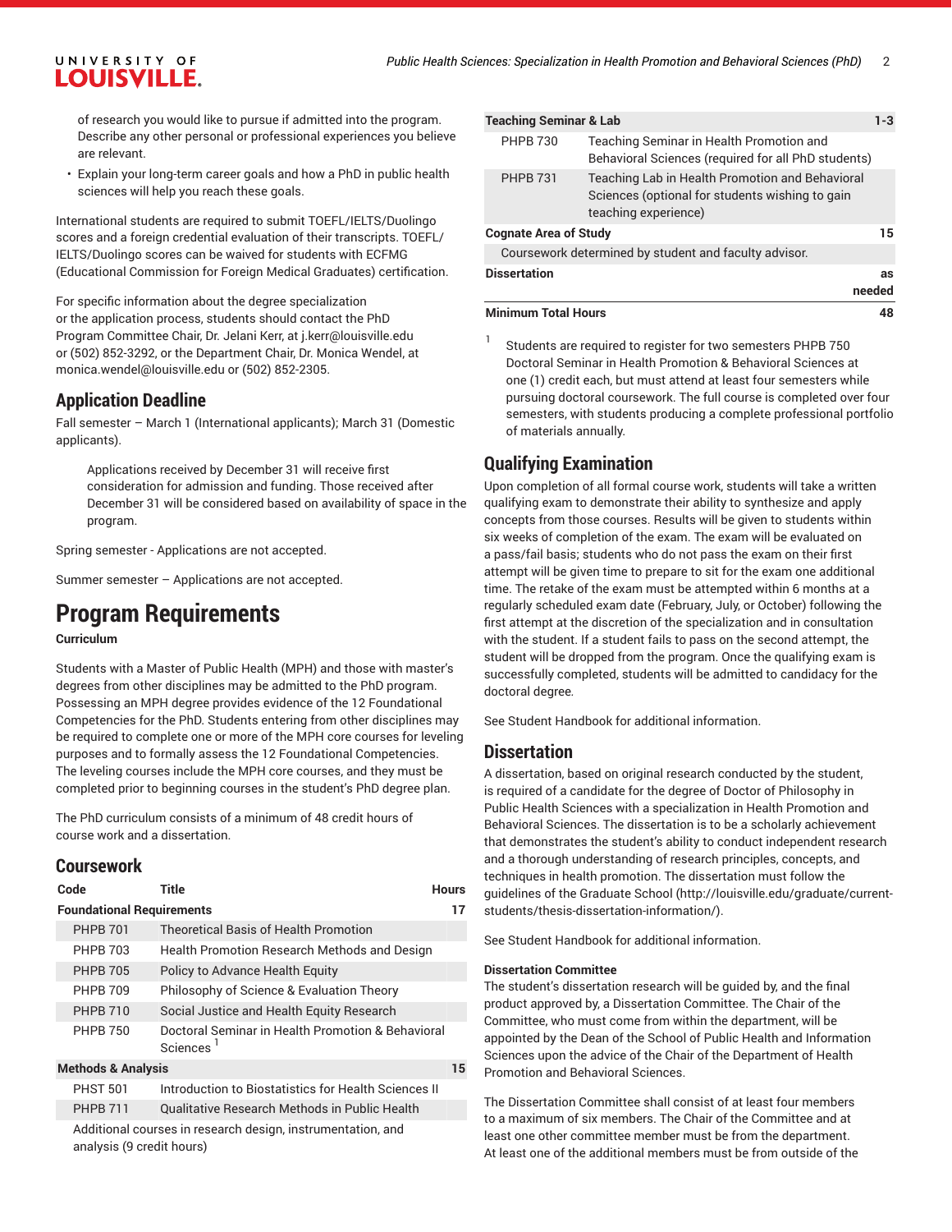of research you would like to pursue if admitted into the program. Describe any other personal or professional experiences you believe are relevant.

- Explain your long-term career goals and how a PhD in public health sciences will help you reach these goals.

International students are required to submit TOEFL/IELTS/Duolingo scores and a foreign credential evaluation of their transcripts. TOEFL/IELTS/Duolingo scores can be waived for students with ECFMG (Educational Commission for Foreign Medical Graduates) certification.

For specific information about the degree specialization or the application process, students should contact the PhD Program Committee Chair, Dr. Jelani Kerr, at j.kerr@louisville.edu or (502) 852-3292, or the Department Chair, Dr. Monica Wendel, at monica.wendel@louisville.edu or (502) 852-2305.

## Application Deadline

Fall semester – March 1 (International applicants); March 31 (Domestic applicants).

> Applications received by December 31 will receive first consideration for admission and funding. Those received after December 31 will be considered based on availability of space in the program.

Spring semester - Applications are not accepted.

Summer semester – Applications are not accepted.

# Program Requirements

**Curriculum**

Students with a Master of Public Health (MPH) and those with master's degrees from other disciplines may be admitted to the PhD program. Possessing an MPH degree provides evidence of the 12 Foundational Competencies for the PhD. Students entering from other disciplines may be required to complete one or more of the MPH core courses for leveling purposes and to formally assess the 12 Foundational Competencies. The leveling courses include the MPH core courses, and they must be completed prior to beginning courses in the student's PhD degree plan.

The PhD curriculum consists of a minimum of 48 credit hours of course work and a dissertation.

## Coursework

| Code | Title | Hours |
|---|---|---|
| **Foundational Requirements** | | **17** |
| PHPB 701 | Theoretical Basis of Health Promotion | |
| PHPB 703 | Health Promotion Research Methods and Design | |
| PHPB 705 | Policy to Advance Health Equity | |
| PHPB 709 | Philosophy of Science & Evaluation Theory | |
| PHPB 710 | Social Justice and Health Equity Research | |
| PHPB 750 | Doctoral Seminar in Health Promotion & Behavioral Sciences [1] | |
| **Methods & Analysis** | | **15** |
| PHST 501 | Introduction to Biostatistics for Health Sciences II | |
| PHPB 711 | Qualitative Research Methods in Public Health | |
| Additional courses in research design, instrumentation, and analysis (9 credit hours) | | |
| **Teaching Seminar & Lab** | | **1-3** |
| PHPB 730 | Teaching Seminar in Health Promotion and Behavioral Sciences (required for all PhD students) | |
| PHPB 731 | Teaching Lab in Health Promotion and Behavioral Sciences (optional for students wishing to gain teaching experience) | |
| **Cognate Area of Study** | | **15** |
| Coursework determined by student and faculty advisor. | | |
| **Dissertation** | | **as needed** |
| **Minimum Total Hours** | | **48** |

[1] Students are required to register for two semesters PHPB 750 Doctoral Seminar in Health Promotion & Behavioral Sciences at one (1) credit each, but must attend at least four semesters while pursuing doctoral coursework. The full course is completed over four semesters, with students producing a complete professional portfolio of materials annually.

## Qualifying Examination

Upon completion of all formal course work, students will take a written qualifying exam to demonstrate their ability to synthesize and apply concepts from those courses. Results will be given to students within six weeks of completion of the exam. The exam will be evaluated on a pass/fail basis; students who do not pass the exam on their first attempt will be given time to prepare to sit for the exam one additional time. The retake of the exam must be attempted within 6 months at a regularly scheduled exam date (February, July, or October) following the first attempt at the discretion of the specialization and in consultation with the student. If a student fails to pass on the second attempt, the student will be dropped from the program. Once the qualifying exam is successfully completed, students will be admitted to candidacy for the doctoral degree.

See Student Handbook for additional information.

## Dissertation

A dissertation, based on original research conducted by the student, is required of a candidate for the degree of Doctor of Philosophy in Public Health Sciences with a specialization in Health Promotion and Behavioral Sciences. The dissertation is to be a scholarly achievement that demonstrates the student's ability to conduct independent research and a thorough understanding of research principles, concepts, and techniques in health promotion. The dissertation must follow the guidelines of the Graduate School (http://louisville.edu/graduate/current-students/thesis-dissertation-information/).

See Student Handbook for additional information.

**Dissertation Committee**

The student's dissertation research will be guided by, and the final product approved by, a Dissertation Committee. The Chair of the Committee, who must come from within the department, will be appointed by the Dean of the School of Public Health and Information Sciences upon the advice of the Chair of the Department of Health Promotion and Behavioral Sciences.

The Dissertation Committee shall consist of at least four members to a maximum of six members. The Chair of the Committee and at least one other committee member must be from the department. At least one of the additional members must be from outside of the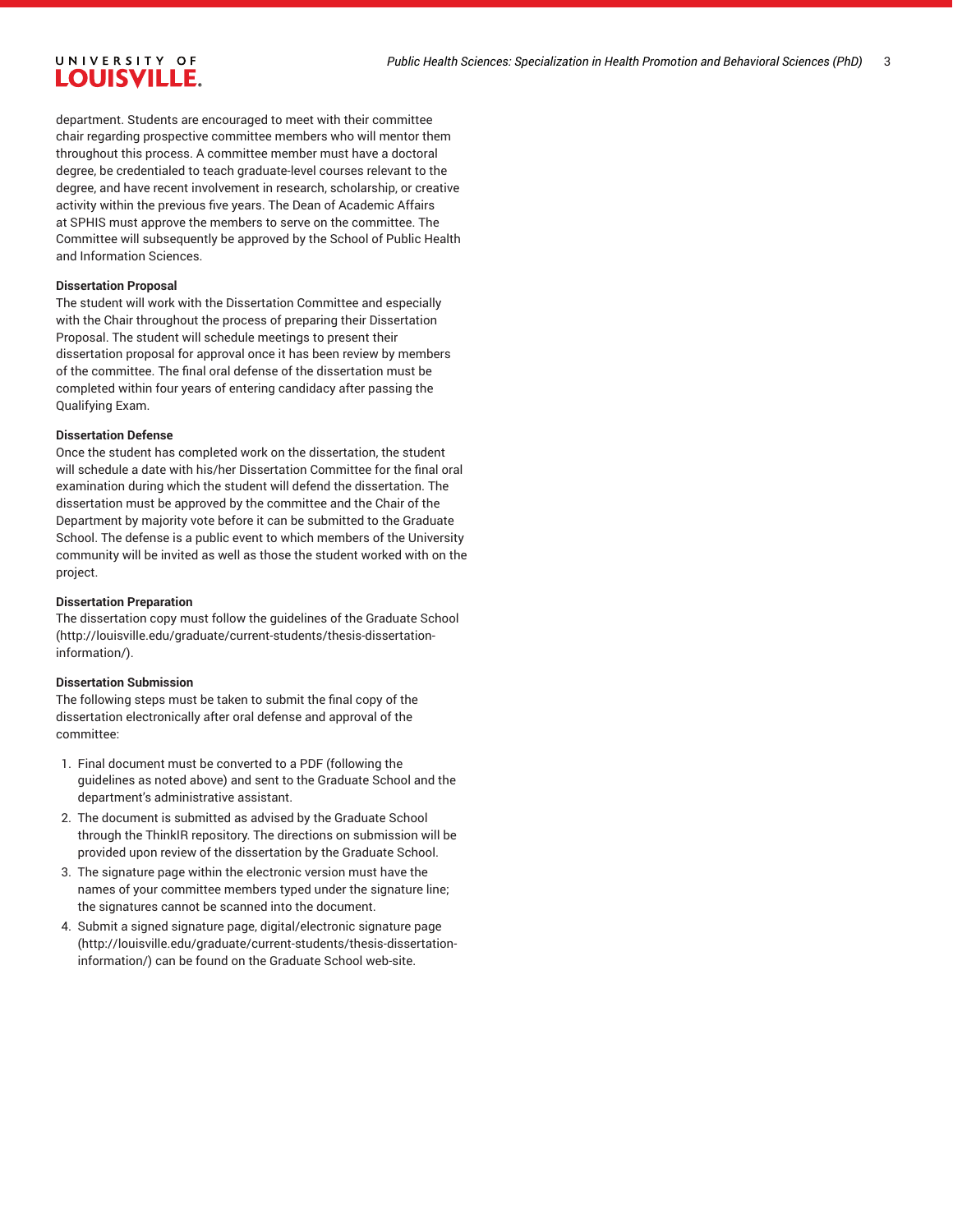department. Students are encouraged to meet with their committee chair regarding prospective committee members who will mentor them throughout this process. A committee member must have a doctoral degree, be credentialed to teach graduate-level courses relevant to the degree, and have recent involvement in research, scholarship, or creative activity within the previous five years. The Dean of Academic Affairs at SPHIS must approve the members to serve on the committee. The Committee will subsequently be approved by the School of Public Health and Information Sciences.

**Dissertation Proposal**

The student will work with the Dissertation Committee and especially with the Chair throughout the process of preparing their Dissertation Proposal. The student will schedule meetings to present their dissertation proposal for approval once it has been review by members of the committee. The final oral defense of the dissertation must be completed within four years of entering candidacy after passing the Qualifying Exam.

**Dissertation Defense**

Once the student has completed work on the dissertation, the student will schedule a date with his/her Dissertation Committee for the final oral examination during which the student will defend the dissertation. The dissertation must be approved by the committee and the Chair of the Department by majority vote before it can be submitted to the Graduate School. The defense is a public event to which members of the University community will be invited as well as those the student worked with on the project.

**Dissertation Preparation**

The dissertation copy must follow the guidelines of the Graduate School (http://louisville.edu/graduate/current-students/thesis-dissertation-information/).

**Dissertation Submission**

The following steps must be taken to submit the final copy of the dissertation electronically after oral defense and approval of the committee:

1. Final document must be converted to a PDF (following the guidelines as noted above) and sent to the Graduate School and the department's administrative assistant.
2. The document is submitted as advised by the Graduate School through the ThinkIR repository. The directions on submission will be provided upon review of the dissertation by the Graduate School.
3. The signature page within the electronic version must have the names of your committee members typed under the signature line; the signatures cannot be scanned into the document.
4. Submit a signed signature page, digital/electronic signature page (http://louisville.edu/graduate/current-students/thesis-dissertation-information/) can be found on the Graduate School web-site.